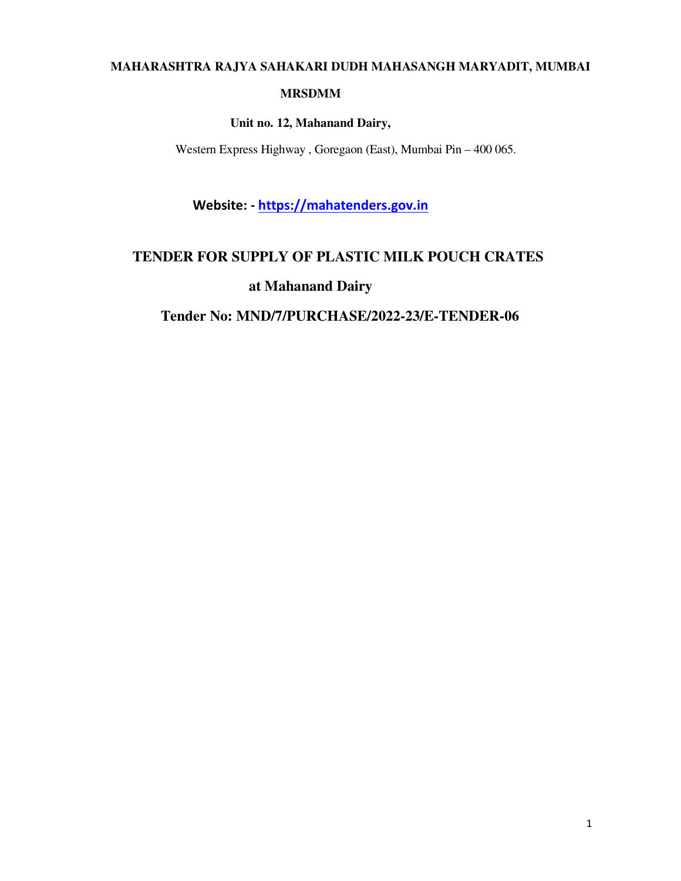**MAHARASHTRA RAJYA SAHAKARI DUDH MAHASANGH MARYADIT, MUMBAI**

**MRSDMM**

**Unit no. 12, Mahanand Dairy,**

Western Express Highway , Goregaon (East), Mumbai Pin – 400 065.

**Website: - [https://mahatenders.gov.in](https://mahatenders.gov.in)**

# TENDER FOR SUPPLY OF PLASTIC MILK POUCH CRATES

## at Mahanand Dairy

## Tender No: MND/7/PURCHASE/2022-23/E-TENDER-06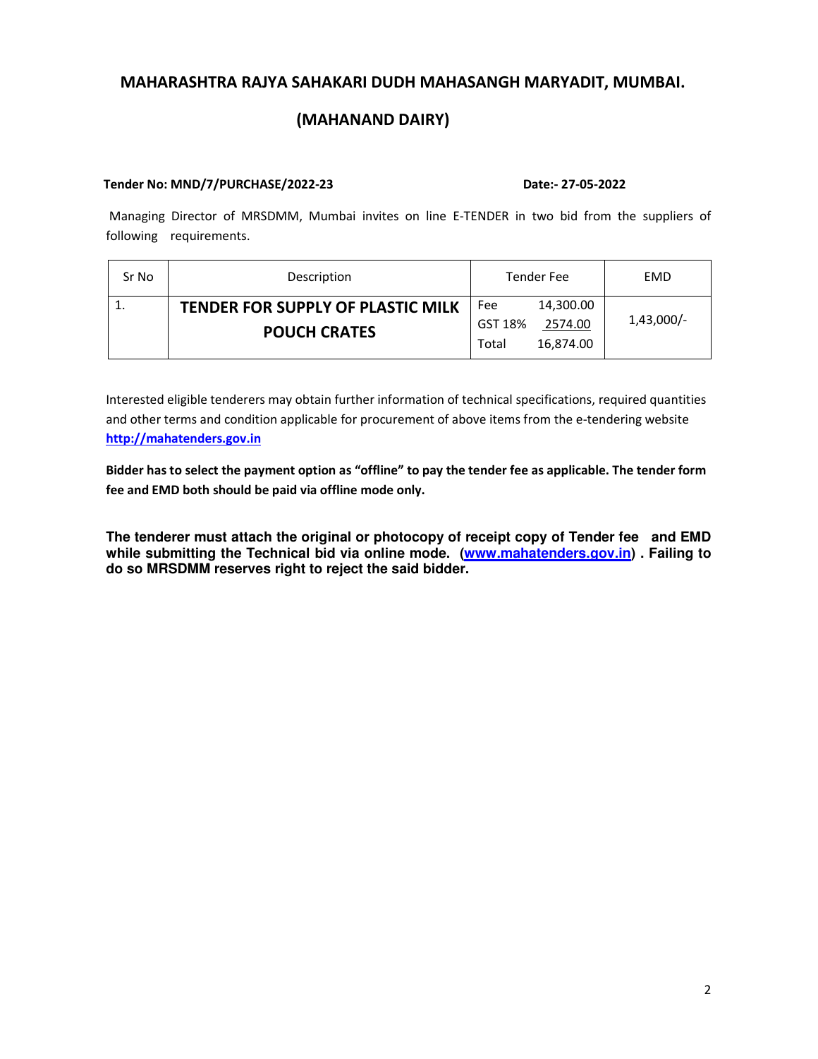## MAHARASHTRA RAJYA SAHAKARI DUDH MAHASANGH MARYADIT, MUMBAI.

## (MAHANAND DAIRY)

**Tender No: MND/7/PURCHASE/2022-23** **Date:- 27-05-2022**

Managing Director of MRSDMM, Mumbai invites on line E-TENDER in two bid from the suppliers of following requirements.

| Sr No | Description | Tender Fee | EMD |
|---|---|---|---|
| 1. | **TENDER FOR SUPPLY OF PLASTIC MILK POUCH CRATES** | Fee 14,300.00<br>GST 18% 2574.00<br>Total 16,874.00 | 1,43,000/- |

Interested eligible tenderers may obtain further information of technical specifications, required quantities and other terms and condition applicable for procurement of above items from the e-tendering website **http://mahatenders.gov.in**

**Bidder has to select the payment option as "offline" to pay the tender fee as applicable. The tender form fee and EMD both should be paid via offline mode only.**

**The tenderer must attach the original or photocopy of receipt copy of Tender fee and EMD while submitting the Technical bid via online mode. (www.mahatenders.gov.in) . Failing to do so MRSDMM reserves right to reject the said bidder.**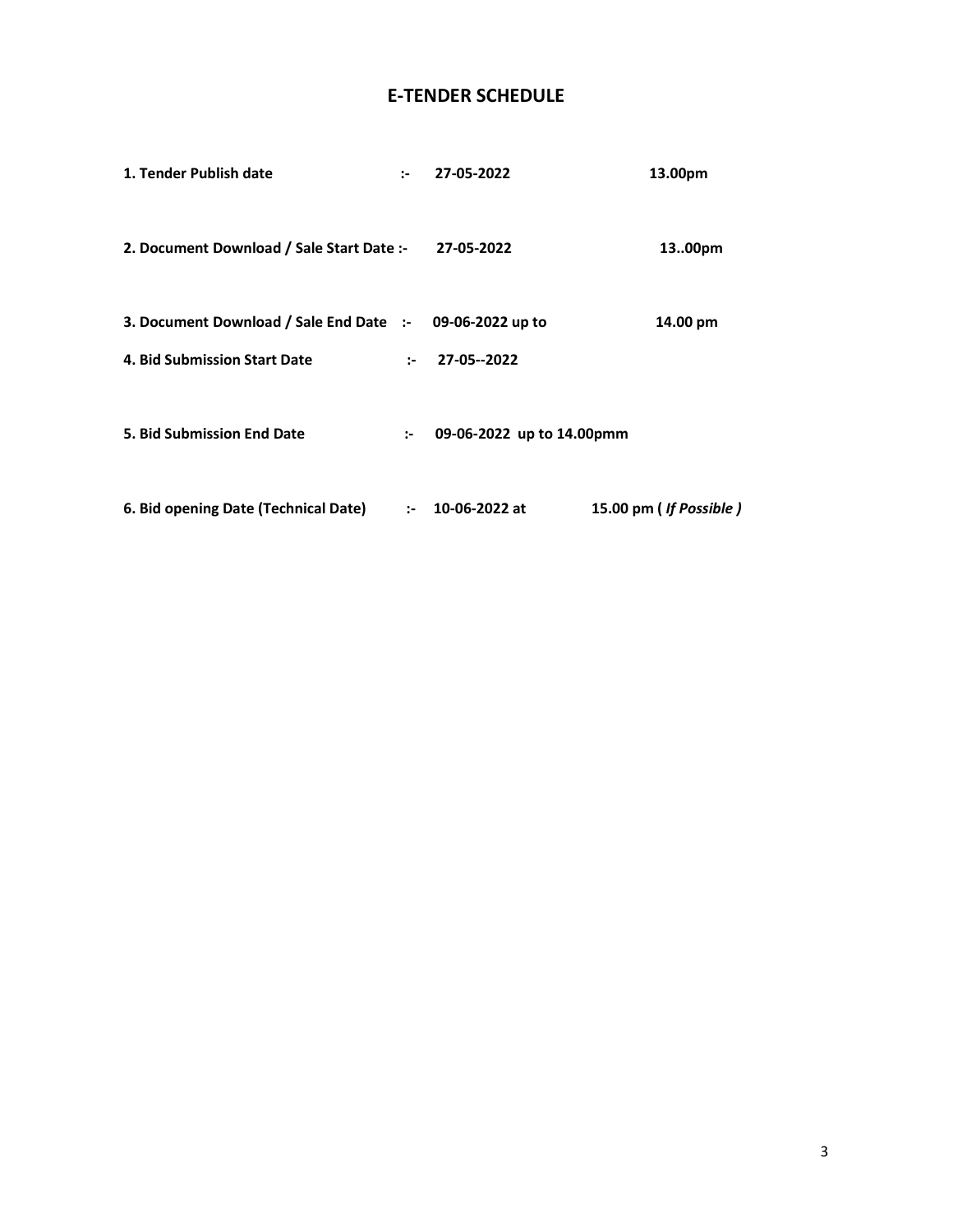## E-TENDER SCHEDULE

**1. Tender Publish date :- 27-05-2022 13.00pm**

**2. Document Download / Sale Start Date :- 27-05-2022 13..00pm**

**3. Document Download / Sale End Date :- 09-06-2022 up to 14.00 pm**

**4. Bid Submission Start Date :- 27-05--2022**

**5. Bid Submission End Date :- 09-06-2022 up to 14.00pmm**

**6. Bid opening Date (Technical Date) :- 10-06-2022 at 15.00 pm ( *If Possible* )**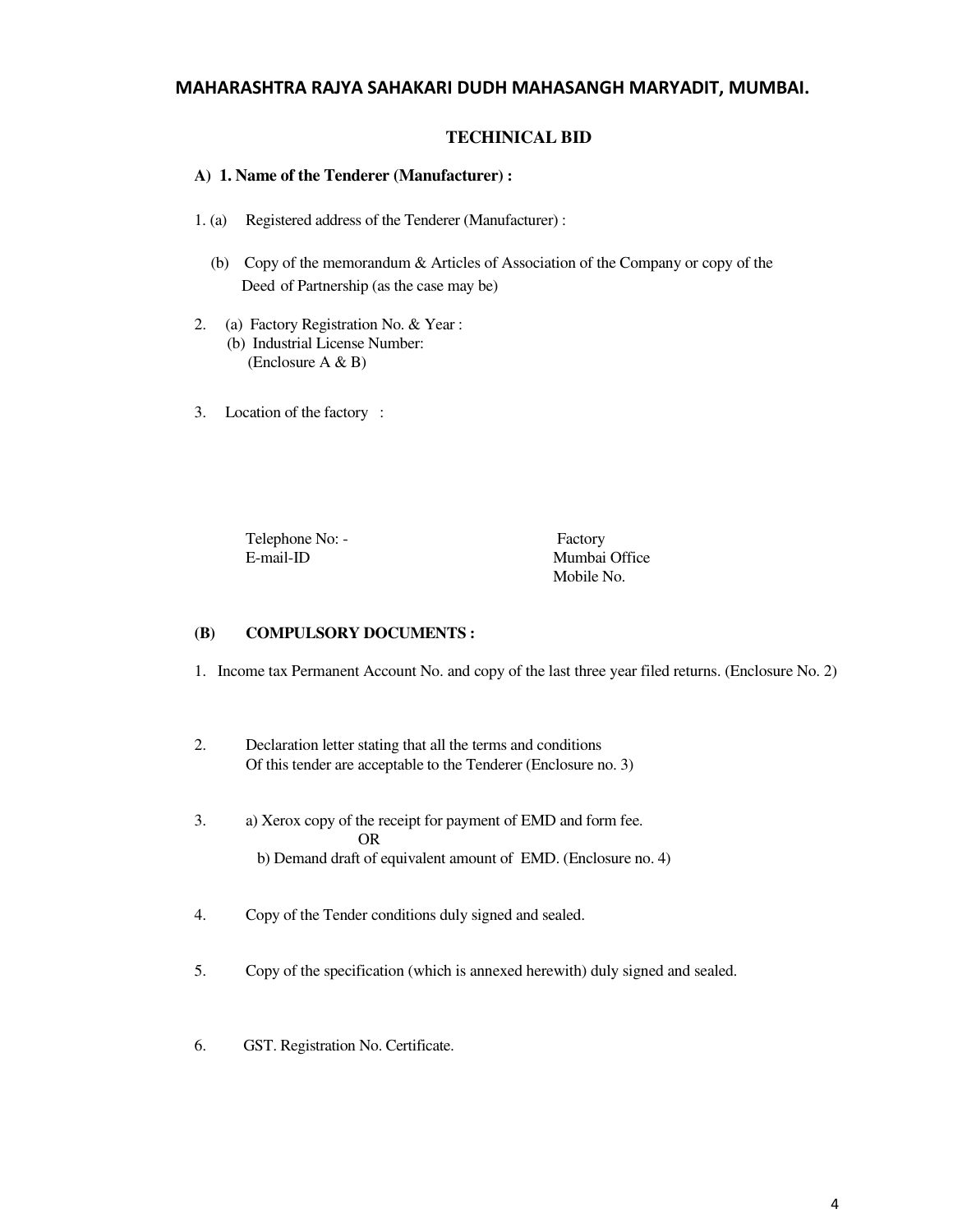## MAHARASHTRA RAJYA SAHAKARI DUDH MAHASANGH MARYADIT, MUMBAI.

### TECHINICAL BID

**A) 1. Name of the Tenderer (Manufacturer) :**

1. (a) Registered address of the Tenderer (Manufacturer) :

   (b) Copy of the memorandum & Articles of Association of the Company or copy of the Deed of Partnership (as the case may be)

2. (a) Factory Registration No. & Year :
   (b) Industrial License Number:
   (Enclosure A & B)

3. Location of the factory :

Telephone No: - Factory
E-mail-ID Mumbai Office
Mobile No.

**(B) COMPULSORY DOCUMENTS :**

1. Income tax Permanent Account No. and copy of the last three year filed returns. (Enclosure No. 2)

2. Declaration letter stating that all the terms and conditions Of this tender are acceptable to the Tenderer (Enclosure no. 3)

3. a) Xerox copy of the receipt for payment of EMD and form fee.
   OR
   b) Demand draft of equivalent amount of EMD. (Enclosure no. 4)

4. Copy of the Tender conditions duly signed and sealed.

5. Copy of the specification (which is annexed herewith) duly signed and sealed.

6. GST. Registration No. Certificate.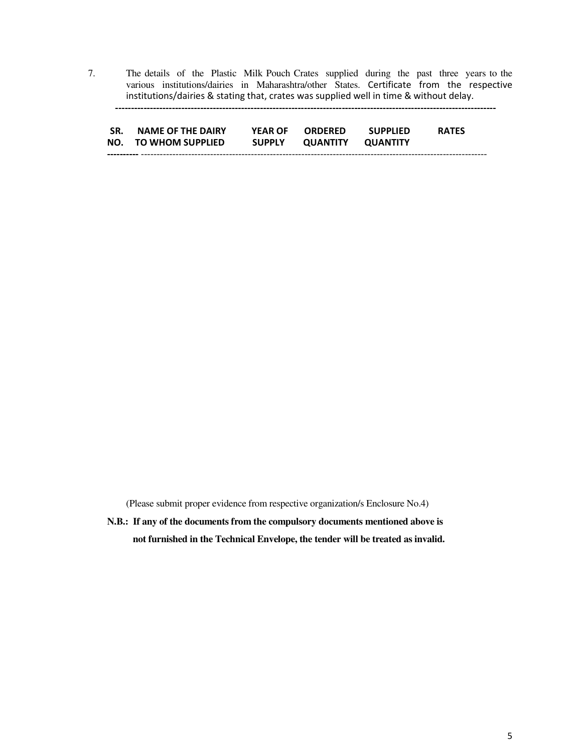7. The details of the Plastic Milk Pouch Crates supplied during the past three years to the various institutions/dairies in Maharashtra/other States. Certificate from the respective institutions/dairies & stating that, crates was supplied well in time & without delay.

| SR. NO. | NAME OF THE DAIRY TO WHOM SUPPLIED | YEAR OF SUPPLY | ORDERED QUANTITY | SUPPLIED QUANTITY | RATES |
|---|---|---|---|---|---|

(Please submit proper evidence from respective organization/s Enclosure No.4)

**N.B.: If any of the documents from the compulsory documents mentioned above is not furnished in the Technical Envelope, the tender will be treated as invalid.**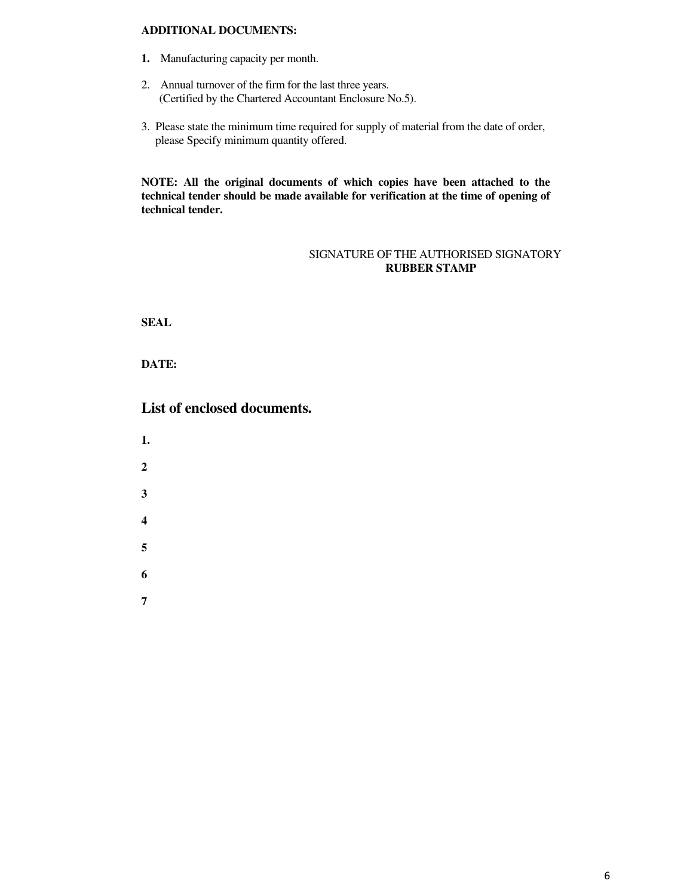**ADDITIONAL DOCUMENTS:**

1. Manufacturing capacity per month.
2. Annual turnover of the firm for the last three years.
   (Certified by the Chartered Accountant Enclosure No.5).
3. Please state the minimum time required for supply of material from the date of order, please Specify minimum quantity offered.

**NOTE: All the original documents of which copies have been attached to the technical tender should be made available for verification at the time of opening of technical tender.**

SIGNATURE OF THE AUTHORISED SIGNATORY
**RUBBER STAMP**

**SEAL**

**DATE:**

## List of enclosed documents.

**1.**

**2**

**3**

**4**

**5**

**6**

**7**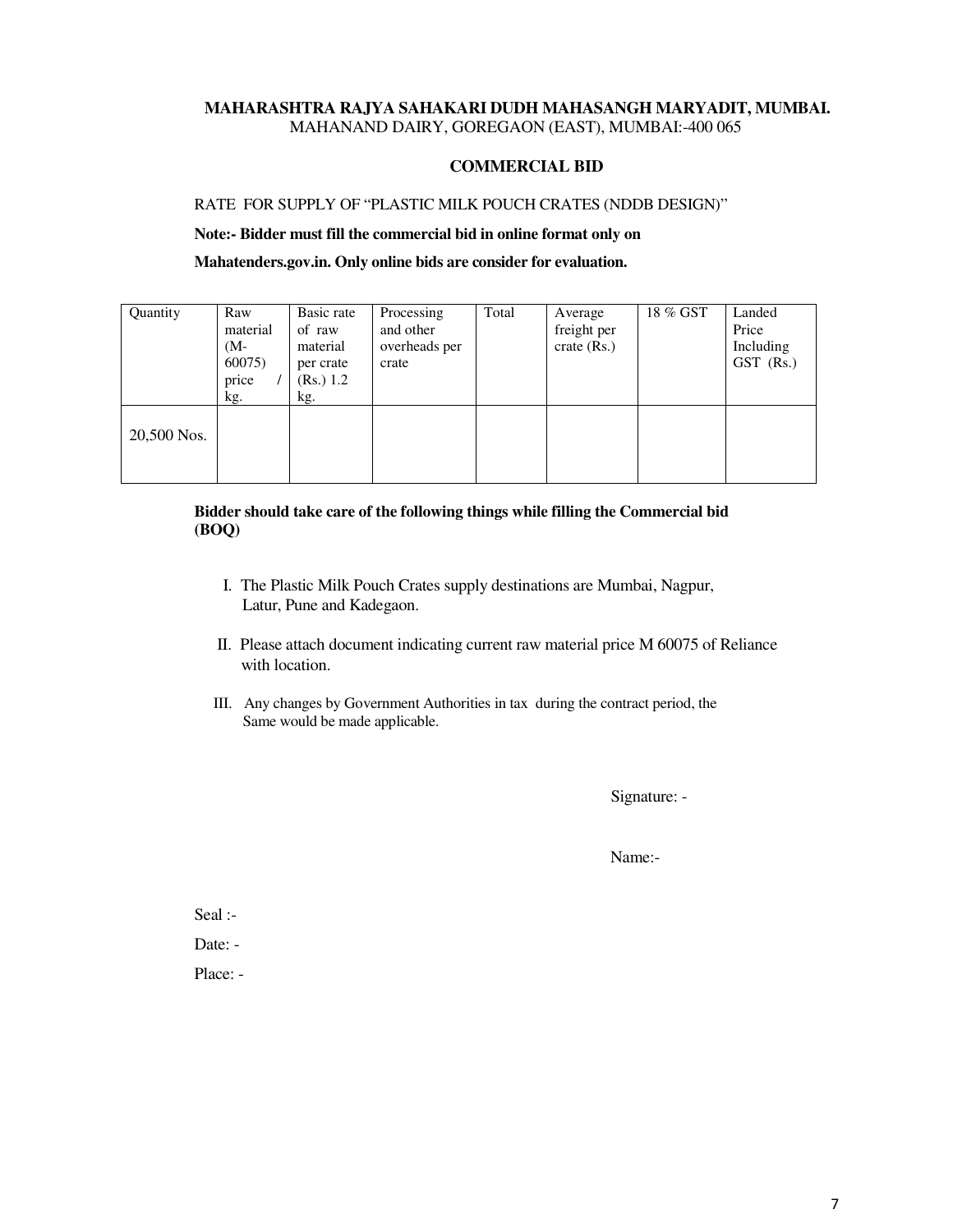**MAHARASHTRA RAJYA SAHAKARI DUDH MAHASANGH MARYADIT, MUMBAI.**
MAHANAND DAIRY, GOREGAON (EAST), MUMBAI:-400 065

## COMMERCIAL BID

RATE FOR SUPPLY OF "PLASTIC MILK POUCH CRATES (NDDB DESIGN)"

**Note:- Bidder must fill the commercial bid in online format only on**

**Mahatenders.gov.in. Only online bids are consider for evaluation.**

| Quantity | Raw material (M-60075) price / kg. | Basic rate of raw material per crate (Rs.) 1.2 kg. | Processing and other overheads per crate | Total | Average freight per crate (Rs.) | 18 % GST | Landed Price Including GST (Rs.) |
|---|---|---|---|---|---|---|---|
| 20,500 Nos. | | | | | | | |

**Bidder should take care of the following things while filling the Commercial bid (BOQ)**

I. The Plastic Milk Pouch Crates supply destinations are Mumbai, Nagpur, Latur, Pune and Kadegaon.

II. Please attach document indicating current raw material price M 60075 of Reliance with location.

III. Any changes by Government Authorities in tax during the contract period, the Same would be made applicable.

Signature: -

Name:-

Seal :-

Date: -

Place: -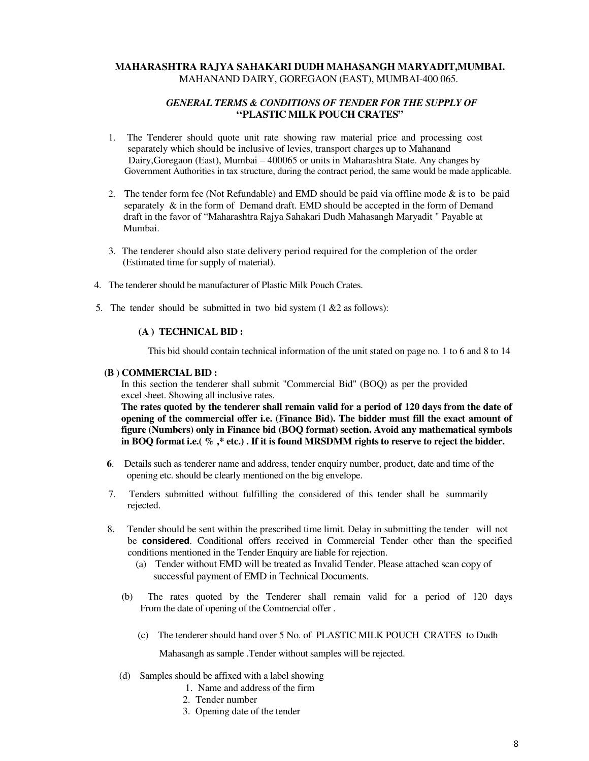**MAHARASHTRA RAJYA SAHAKARI DUDH MAHASANGH MARYADIT,MUMBAI.**
MAHANAND DAIRY, GOREGAON (EAST), MUMBAI-400 065.

***GENERAL TERMS & CONDITIONS OF TENDER FOR THE SUPPLY OF***
**"PLASTIC MILK POUCH CRATES"**

1. The Tenderer should quote unit rate showing raw material price and processing cost separately which should be inclusive of levies, transport charges up to Mahanand Dairy,Goregaon (East), Mumbai – 400065 or units in Maharashtra State. Any changes by Government Authorities in tax structure, during the contract period, the same would be made applicable.

2. The tender form fee (Not Refundable) and EMD should be paid via offline mode & is to be paid separately & in the form of Demand draft. EMD should be accepted in the form of Demand draft in the favor of "Maharashtra Rajya Sahakari Dudh Mahasangh Maryadit " Payable at Mumbai.

3. The tenderer should also state delivery period required for the completion of the order (Estimated time for supply of material).

4. The tenderer should be manufacturer of Plastic Milk Pouch Crates.

5. The tender should be submitted in two bid system (1 &2 as follows):

   **(A ) TECHNICAL BID :**

   This bid should contain technical information of the unit stated on page no. 1 to 6 and 8 to 14

   **(B ) COMMERCIAL BID :**
   In this section the tenderer shall submit "Commercial Bid" (BOQ) as per the provided excel sheet. Showing all inclusive rates.
   **The rates quoted by the tenderer shall remain valid for a period of 120 days from the date of opening of the commercial offer i.e. (Finance Bid). The bidder must fill the exact amount of figure (Numbers) only in Finance bid (BOQ format) section. Avoid any mathematical symbols in BOQ format i.e.( % ,* etc.) . If it is found MRSDMM rights to reserve to reject the bidder.**

6. Details such as tenderer name and address, tender enquiry number, product, date and time of the opening etc. should be clearly mentioned on the big envelope.

7. Tenders submitted without fulfilling the considered of this tender shall be summarily rejected.

8. Tender should be sent within the prescribed time limit. Delay in submitting the tender will not be **considered**. Conditional offers received in Commercial Tender other than the specified conditions mentioned in the Tender Enquiry are liable for rejection.
   (a) Tender without EMD will be treated as Invalid Tender. Please attached scan copy of successful payment of EMD in Technical Documents.

   (b) The rates quoted by the Tenderer shall remain valid for a period of 120 days From the date of opening of the Commercial offer .

   (c) The tenderer should hand over 5 No. of PLASTIC MILK POUCH CRATES to Dudh Mahasangh as sample .Tender without samples will be rejected.

   (d) Samples should be affixed with a label showing
      1. Name and address of the firm
      2. Tender number
      3. Opening date of the tender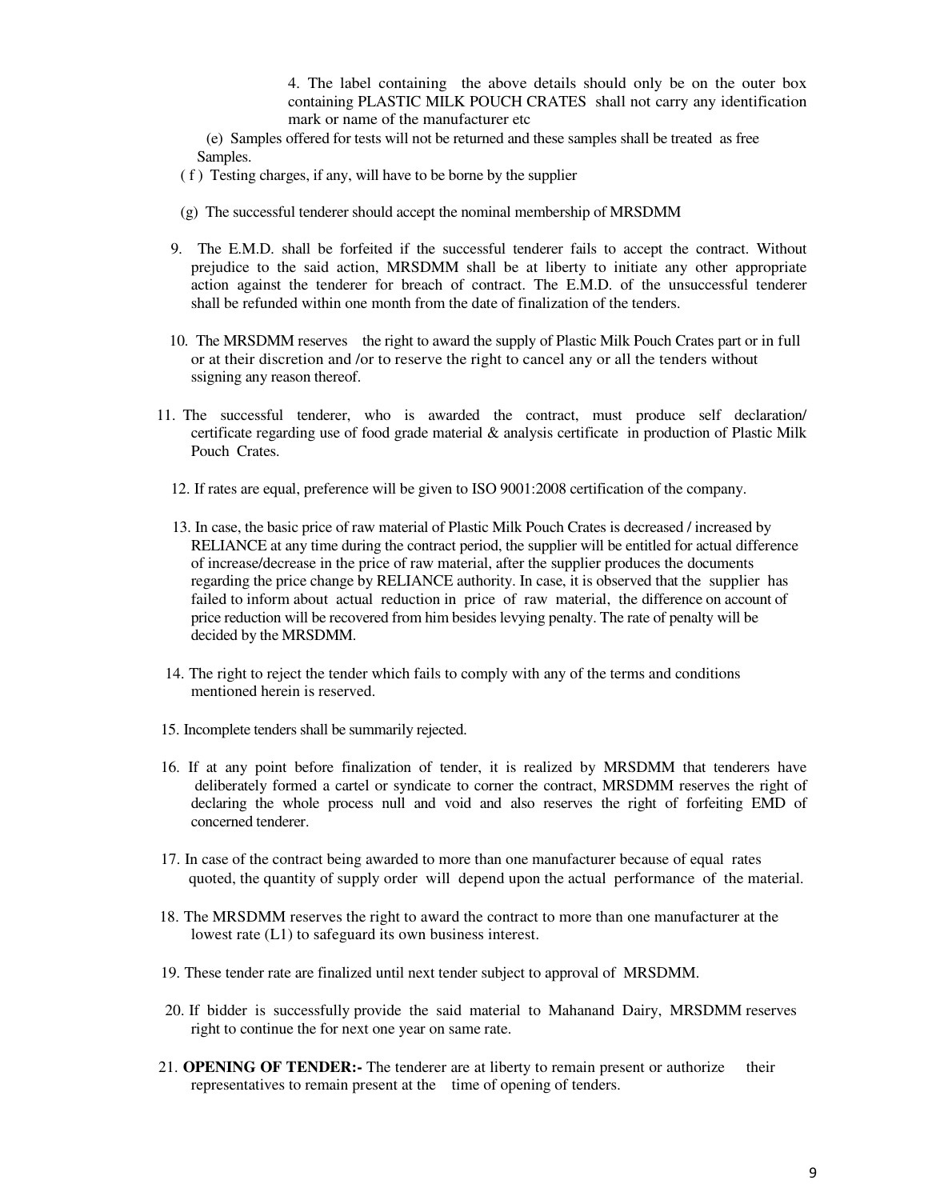4. The label containing the above details should only be on the outer box containing PLASTIC MILK POUCH CRATES shall not carry any identification mark or name of the manufacturer etc

(e) Samples offered for tests will not be returned and these samples shall be treated as free Samples.

( f ) Testing charges, if any, will have to be borne by the supplier

(g) The successful tenderer should accept the nominal membership of MRSDMM

9. The E.M.D. shall be forfeited if the successful tenderer fails to accept the contract. Without prejudice to the said action, MRSDMM shall be at liberty to initiate any other appropriate action against the tenderer for breach of contract. The E.M.D. of the unsuccessful tenderer shall be refunded within one month from the date of finalization of the tenders.

10. The MRSDMM reserves the right to award the supply of Plastic Milk Pouch Crates part or in full or at their discretion and /or to reserve the right to cancel any or all the tenders without ssigning any reason thereof.

11. The successful tenderer, who is awarded the contract, must produce self declaration/ certificate regarding use of food grade material & analysis certificate in production of Plastic Milk Pouch Crates.

12. If rates are equal, preference will be given to ISO 9001:2008 certification of the company.

13. In case, the basic price of raw material of Plastic Milk Pouch Crates is decreased / increased by RELIANCE at any time during the contract period, the supplier will be entitled for actual difference of increase/decrease in the price of raw material, after the supplier produces the documents regarding the price change by RELIANCE authority. In case, it is observed that the supplier has failed to inform about actual reduction in price of raw material, the difference on account of price reduction will be recovered from him besides levying penalty. The rate of penalty will be decided by the MRSDMM.

14. The right to reject the tender which fails to comply with any of the terms and conditions mentioned herein is reserved.

15. Incomplete tenders shall be summarily rejected.

16. If at any point before finalization of tender, it is realized by MRSDMM that tenderers have deliberately formed a cartel or syndicate to corner the contract, MRSDMM reserves the right of declaring the whole process null and void and also reserves the right of forfeiting EMD of concerned tenderer.

17. In case of the contract being awarded to more than one manufacturer because of equal rates quoted, the quantity of supply order will depend upon the actual performance of the material.

18. The MRSDMM reserves the right to award the contract to more than one manufacturer at the lowest rate (L1) to safeguard its own business interest.

19. These tender rate are finalized until next tender subject to approval of MRSDMM.

20. If bidder is successfully provide the said material to Mahanand Dairy, MRSDMM reserves right to continue the for next one year on same rate.

21. **OPENING OF TENDER:-** The tenderer are at liberty to remain present or authorize their representatives to remain present at the time of opening of tenders.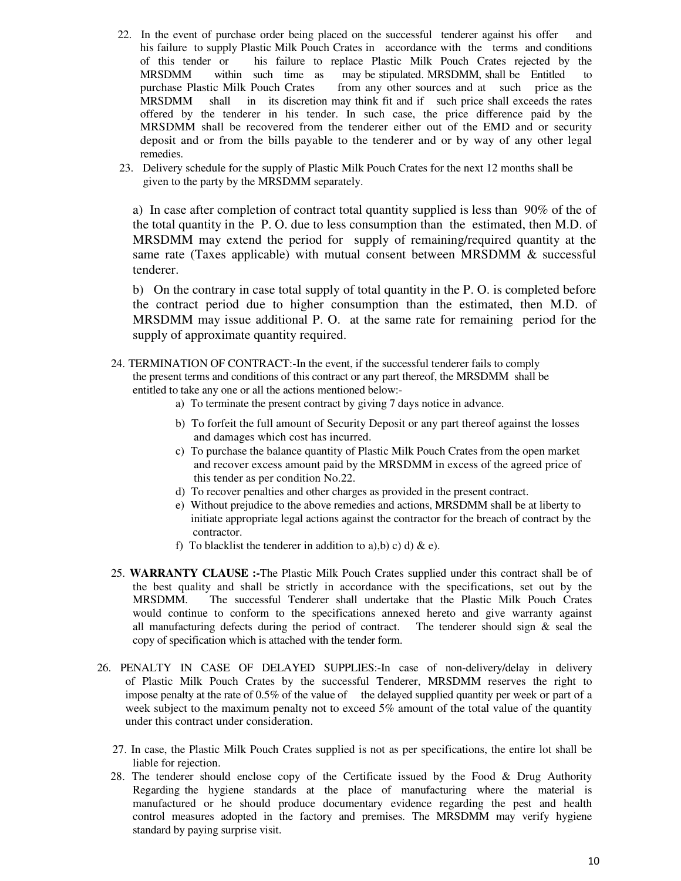22. In the event of purchase order being placed on the successful tenderer against his offer and his failure to supply Plastic Milk Pouch Crates in accordance with the terms and conditions of this tender or his failure to replace Plastic Milk Pouch Crates rejected by the MRSDMM within such time as may be stipulated. MRSDMM, shall be Entitled to purchase Plastic Milk Pouch Crates from any other sources and at such price as the MRSDMM shall in its discretion may think fit and if such price shall exceeds the rates offered by the tenderer in his tender. In such case, the price difference paid by the MRSDMM shall be recovered from the tenderer either out of the EMD and or security deposit and or from the bills payable to the tenderer and or by way of any other legal remedies.

23. Delivery schedule for the supply of Plastic Milk Pouch Crates for the next 12 months shall be given to the party by the MRSDMM separately.

    a) In case after completion of contract total quantity supplied is less than 90% of the of the total quantity in the P. O. due to less consumption than the estimated, then M.D. of MRSDMM may extend the period for supply of remaining/required quantity at the same rate (Taxes applicable) with mutual consent between MRSDMM & successful tenderer.

    b) On the contrary in case total supply of total quantity in the P. O. is completed before the contract period due to higher consumption than the estimated, then M.D. of MRSDMM may issue additional P. O. at the same rate for remaining period for the supply of approximate quantity required.

24. TERMINATION OF CONTRACT:-In the event, if the successful tenderer fails to comply the present terms and conditions of this contract or any part thereof, the MRSDMM shall be entitled to take any one or all the actions mentioned below:-
    a) To terminate the present contract by giving 7 days notice in advance.
    b) To forfeit the full amount of Security Deposit or any part thereof against the losses and damages which cost has incurred.
    c) To purchase the balance quantity of Plastic Milk Pouch Crates from the open market and recover excess amount paid by the MRSDMM in excess of the agreed price of this tender as per condition No.22.
    d) To recover penalties and other charges as provided in the present contract.
    e) Without prejudice to the above remedies and actions, MRSDMM shall be at liberty to initiate appropriate legal actions against the contractor for the breach of contract by the contractor.
    f) To blacklist the tenderer in addition to a),b) c) d) & e).

25. **WARRANTY CLAUSE :-**The Plastic Milk Pouch Crates supplied under this contract shall be of the best quality and shall be strictly in accordance with the specifications, set out by the MRSDMM. The successful Tenderer shall undertake that the Plastic Milk Pouch Crates would continue to conform to the specifications annexed hereto and give warranty against all manufacturing defects during the period of contract. The tenderer should sign & seal the copy of specification which is attached with the tender form.

26. PENALTY IN CASE OF DELAYED SUPPLIES:-In case of non-delivery/delay in delivery of Plastic Milk Pouch Crates by the successful Tenderer, MRSDMM reserves the right to impose penalty at the rate of 0.5% of the value of the delayed supplied quantity per week or part of a week subject to the maximum penalty not to exceed 5% amount of the total value of the quantity under this contract under consideration.

27. In case, the Plastic Milk Pouch Crates supplied is not as per specifications, the entire lot shall be liable for rejection.

28. The tenderer should enclose copy of the Certificate issued by the Food & Drug Authority Regarding the hygiene standards at the place of manufacturing where the material is manufactured or he should produce documentary evidence regarding the pest and health control measures adopted in the factory and premises. The MRSDMM may verify hygiene standard by paying surprise visit.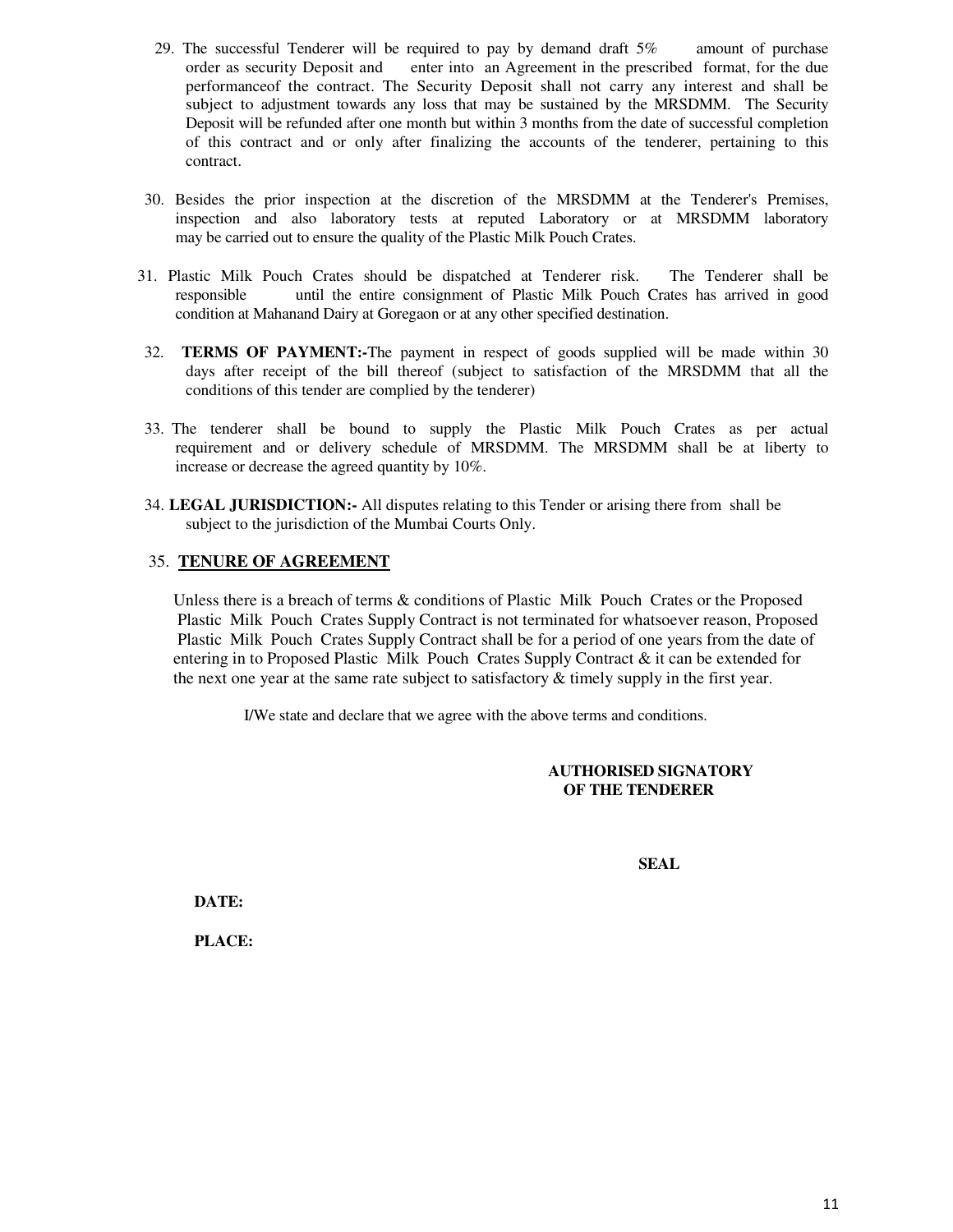29. The successful Tenderer will be required to pay by demand draft 5% amount of purchase order as security Deposit and enter into an Agreement in the prescribed format, for the due performanceof the contract. The Security Deposit shall not carry any interest and shall be subject to adjustment towards any loss that may be sustained by the MRSDMM. The Security Deposit will be refunded after one month but within 3 months from the date of successful completion of this contract and or only after finalizing the accounts of the tenderer, pertaining to this contract.

30. Besides the prior inspection at the discretion of the MRSDMM at the Tenderer's Premises, inspection and also laboratory tests at reputed Laboratory or at MRSDMM laboratory may be carried out to ensure the quality of the Plastic Milk Pouch Crates.

31. Plastic Milk Pouch Crates should be dispatched at Tenderer risk. The Tenderer shall be responsible until the entire consignment of Plastic Milk Pouch Crates has arrived in good condition at Mahanand Dairy at Goregaon or at any other specified destination.

32. **TERMS OF PAYMENT:-**The payment in respect of goods supplied will be made within 30 days after receipt of the bill thereof (subject to satisfaction of the MRSDMM that all the conditions of this tender are complied by the tenderer)

33. The tenderer shall be bound to supply the Plastic Milk Pouch Crates as per actual requirement and or delivery schedule of MRSDMM. The MRSDMM shall be at liberty to increase or decrease the agreed quantity by 10%.

34. **LEGAL JURISDICTION:-** All disputes relating to this Tender or arising there from shall be subject to the jurisdiction of the Mumbai Courts Only.

35. **TENURE OF AGREEMENT**

Unless there is a breach of terms & conditions of Plastic Milk Pouch Crates or the Proposed Plastic Milk Pouch Crates Supply Contract is not terminated for whatsoever reason, Proposed Plastic Milk Pouch Crates Supply Contract shall be for a period of one years from the date of entering in to Proposed Plastic Milk Pouch Crates Supply Contract & it can be extended for the next one year at the same rate subject to satisfactory & timely supply in the first year.

I/We state and declare that we agree with the above terms and conditions.

**AUTHORISED SIGNATORY OF THE TENDERER**

**SEAL**

**DATE:**

**PLACE:**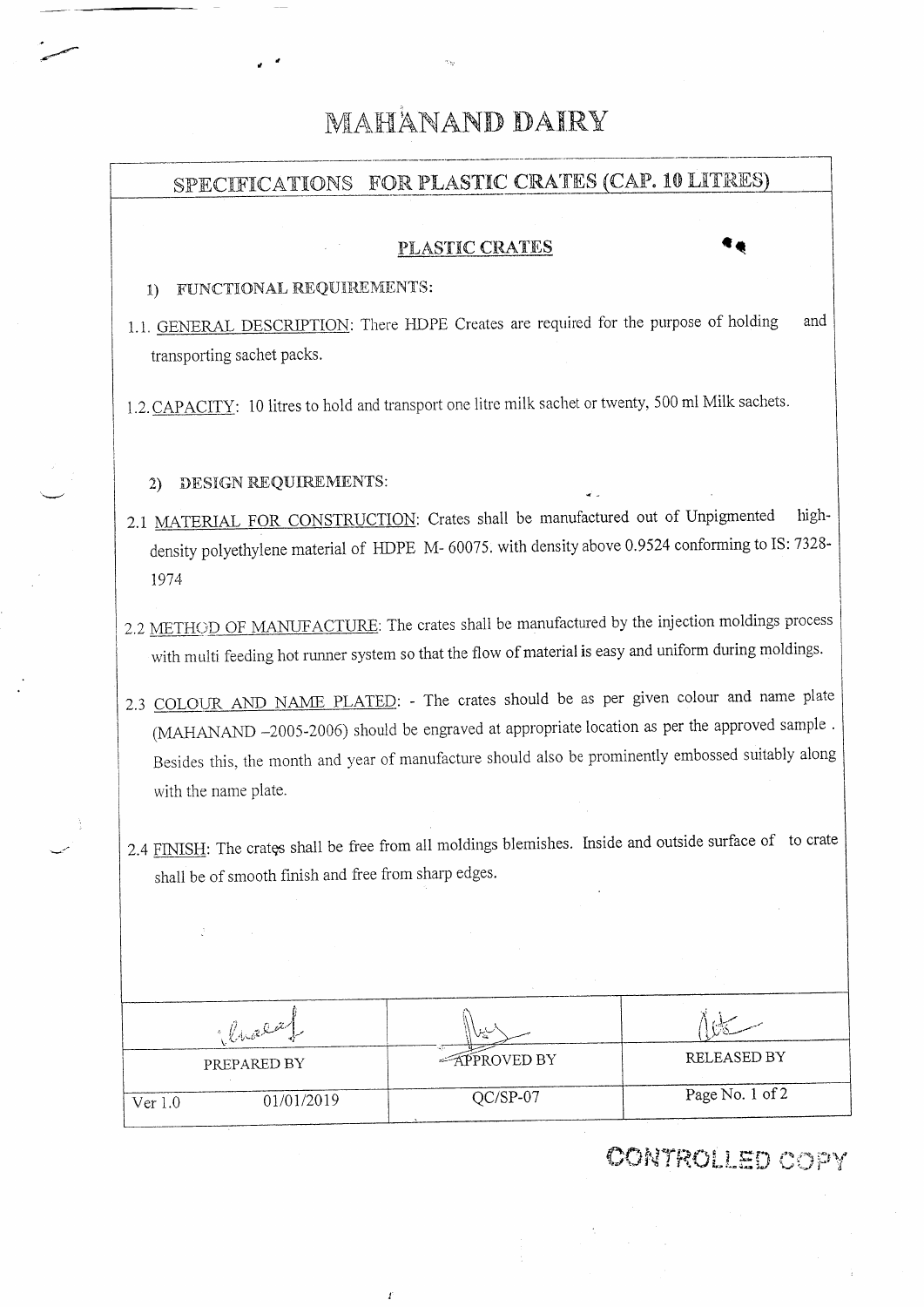# MAHANAND DAIRY

## SPECIFICATIONS FOR PLASTIC CRATES (CAP. 10 LITRES)

### PLASTIC CRATES

1) **FUNCTIONAL REQUIREMENTS:**

1.1. GENERAL DESCRIPTION: There HDPE Creates are required for the purpose of holding and transporting sachet packs.

1.2. CAPACITY: 10 litres to hold and transport one litre milk sachet or twenty, 500 ml Milk sachets.

2) **DESIGN REQUIREMENTS:**

2.1 MATERIAL FOR CONSTRUCTION: Crates shall be manufactured out of Unpigmented high-density polyethylene material of HDPE M- 60075. with density above 0.9524 conforming to IS: 7328-1974

2.2 METHOD OF MANUFACTURE: The crates shall be manufactured by the injection moldings process with multi feeding hot runner system so that the flow of material is easy and uniform during moldings.

2.3 COLOUR AND NAME PLATED: - The crates should be as per given colour and name plate (MAHANAND –2005-2006) should be engraved at appropriate location as per the approved sample . Besides this, the month and year of manufacture should also be prominently embossed suitably along with the name plate.

2.4 FINISH: The crates shall be free from all moldings blemishes. Inside and outside surface of to crate shall be of smooth finish and free from sharp edges.

| PREPARED BY | APPROVED BY | RELEASED BY |
|---|---|---|
| Ver 1.0 01/01/2019 | QC/SP-07 | Page No. 1 of 2 |

CONTROLLED COPY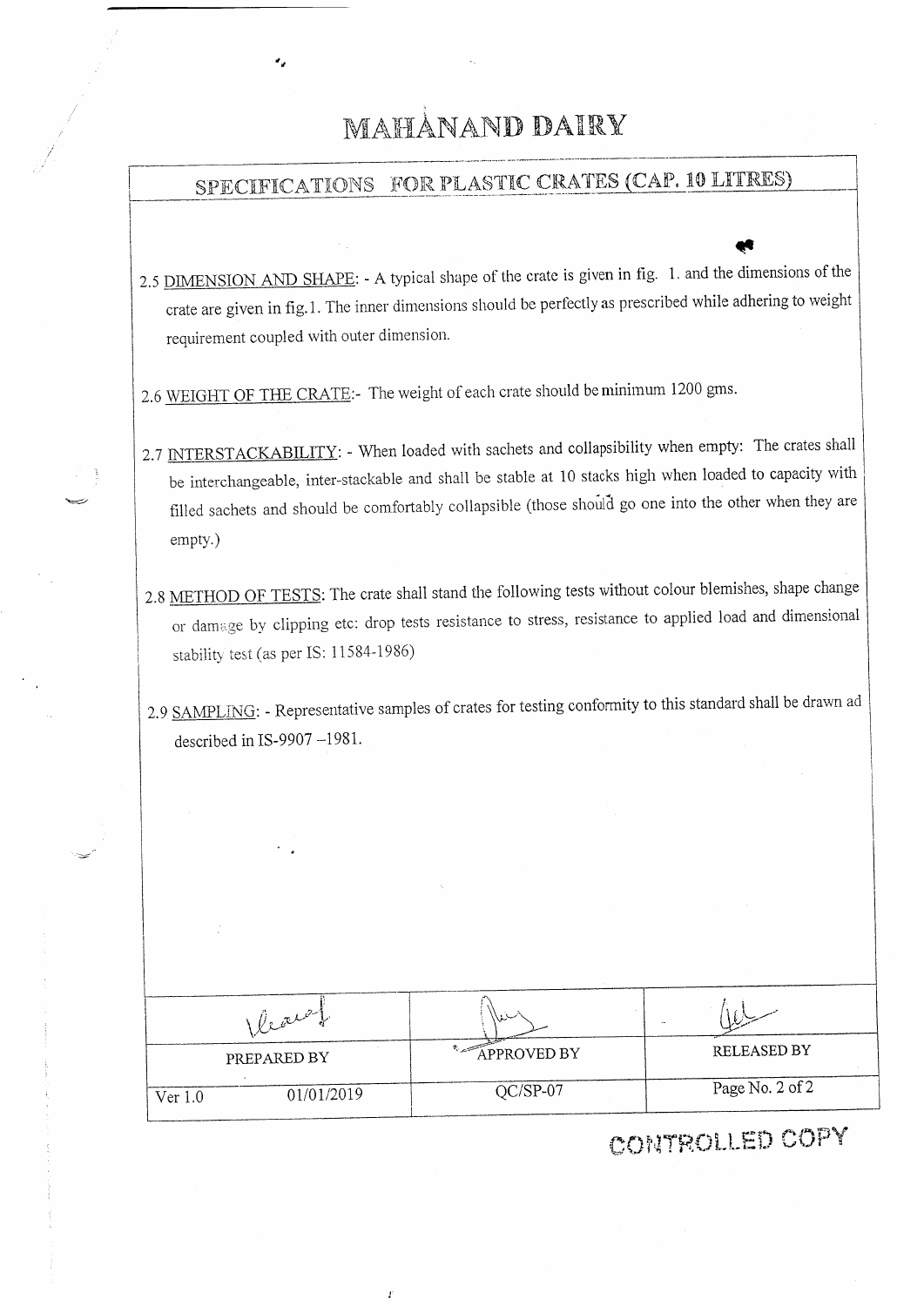# MAHANAND DAIRY

## SPECIFICATIONS FOR PLASTIC CRATES (CAP. 10 LITRES)

2.5 DIMENSION AND SHAPE: - A typical shape of the crate is given in fig. 1. and the dimensions of the crate are given in fig.1. The inner dimensions should be perfectly as prescribed while adhering to weight requirement coupled with outer dimension.

2.6 WEIGHT OF THE CRATE:- The weight of each crate should be minimum 1200 gms.

2.7 INTERSTACKABILITY: - When loaded with sachets and collapsibility when empty: The crates shall be interchangeable, inter-stackable and shall be stable at 10 stacks high when loaded to capacity with filled sachets and should be comfortably collapsible (those should go one into the other when they are empty.)

2.8 METHOD OF TESTS: The crate shall stand the following tests without colour blemishes, shape change or damage by clipping etc: drop tests resistance to stress, resistance to applied load and dimensional stability test (as per IS: 11584-1986)

2.9 SAMPLING: - Representative samples of crates for testing conformity to this standard shall be drawn ad described in IS-9907 –1981.

| PREPARED BY | APPROVED BY | RELEASED BY |
| --- | --- | --- |
| Ver 1.0 01/01/2019 | QC/SP-07 | Page No. 2 of 2 |

CONTROLLED COPY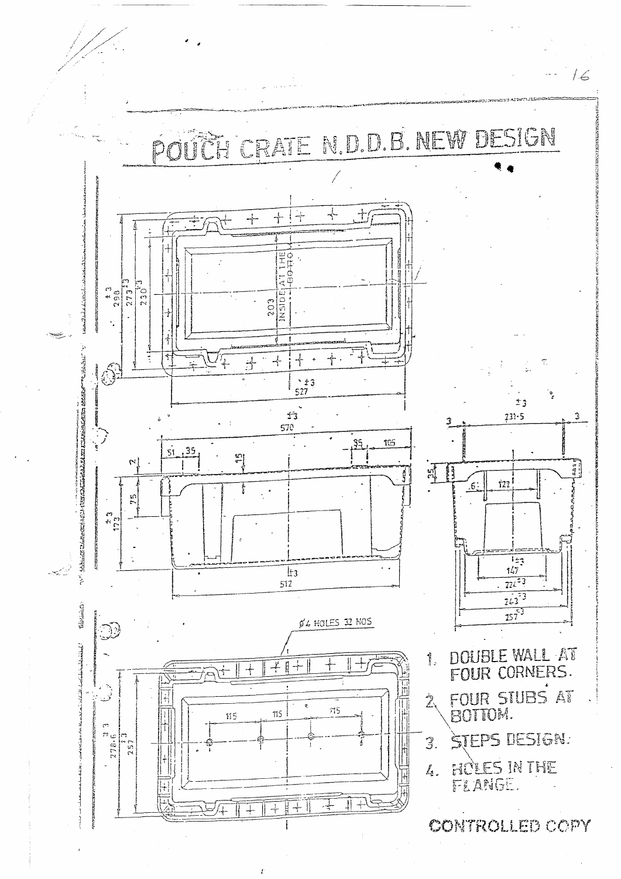# POUCH CRATE N.D.D.B. NEW DESIGN

±3
298

273±3

230±3

203
INSIDE AT THE BOTTOM

±3
527

±3
570

51

35

35

105

15

2

75

35

±3
173

±3
512

±3
231·5

3

3

35

6

127

±3
147

224±3

243±3

257±3

Ø4 HOLES 32 NOS

±3
278·6

257±3

115

115

115

1. DOUBLE WALL AT FOUR CORNERS.
2. FOUR STUBS AT BOTTOM.
3. STEPS DESIGN.
4. HOLES IN THE FLANGE.

CONTROLLED COPY